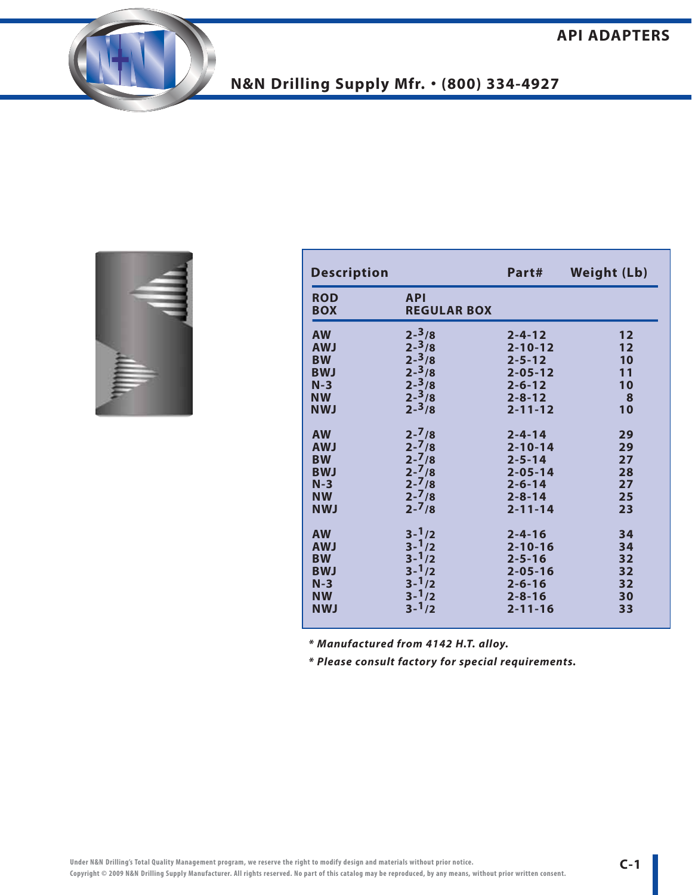# API ADAPTERS

N&N Drilling Supply Mfr. • (800) 334-4927

| Description | | Part# | Weight (Lb) |
|---|---|---|---|
| ROD BOX | API REGULAR BOX | | |
| AW | 2-3/8 | 2-4-12 | 12 |
| AWJ | 2-3/8 | 2-10-12 | 12 |
| BW | 2-3/8 | 2-5-12 | 10 |
| BWJ | 2-3/8 | 2-05-12 | 11 |
| N-3 | 2-3/8 | 2-6-12 | 10 |
| NW | 2-3/8 | 2-8-12 | 8 |
| NWJ | 2-3/8 | 2-11-12 | 10 |
| AW | 2-7/8 | 2-4-14 | 29 |
| AWJ | 2-7/8 | 2-10-14 | 29 |
| BW | 2-7/8 | 2-5-14 | 27 |
| BWJ | 2-7/8 | 2-05-14 | 28 |
| N-3 | 2-7/8 | 2-6-14 | 27 |
| NW | 2-7/8 | 2-8-14 | 25 |
| NWJ | 2-7/8 | 2-11-14 | 23 |
| AW | 3-1/2 | 2-4-16 | 34 |
| AWJ | 3-1/2 | 2-10-16 | 34 |
| BW | 3-1/2 | 2-5-16 | 32 |
| BWJ | 3-1/2 | 2-05-16 | 32 |
| N-3 | 3-1/2 | 2-6-16 | 32 |
| NW | 3-1/2 | 2-8-16 | 30 |
| NWJ | 3-1/2 | 2-11-16 | 33 |

*\* Manufactured from 4142 H.T. alloy.*

*\* Please consult factory for special requirements.*

Under N&N Drilling's Total Quality Management program, we reserve the right to modify design and materials without prior notice.
Copyright © 2009 N&N Drilling Supply Manufacturer. All rights reserved. No part of this catalog may be reproduced, by any means, without prior written consent.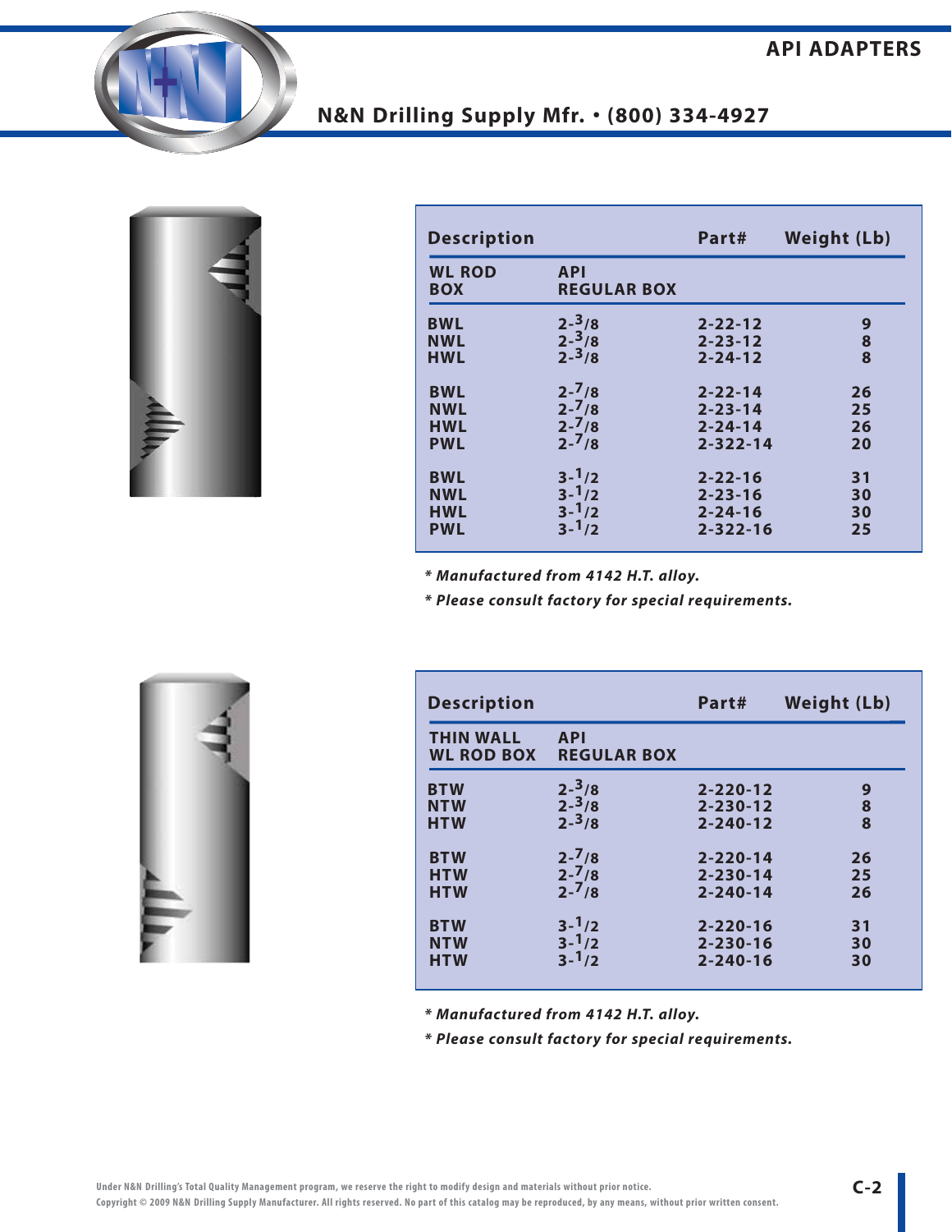# API ADAPTERS

| Description | | Part# | Weight (Lb) |
|---|---|---|---|
| **WL ROD BOX** | **API REGULAR BOX** | | |
| BWL | 2-3/8 | 2-22-12 | 9 |
| NWL | 2-3/8 | 2-23-12 | 8 |
| HWL | 2-3/8 | 2-24-12 | 8 |
| BWL | 2-7/8 | 2-22-14 | 26 |
| NWL | 2-7/8 | 2-23-14 | 25 |
| HWL | 2-7/8 | 2-24-14 | 26 |
| PWL | 2-7/8 | 2-322-14 | 20 |
| BWL | 3-1/2 | 2-22-16 | 31 |
| NWL | 3-1/2 | 2-23-16 | 30 |
| HWL | 3-1/2 | 2-24-16 | 30 |
| PWL | 3-1/2 | 2-322-16 | 25 |

***\* Manufactured from 4142 H.T. alloy.***

***\* Please consult factory for special requirements.***

| Description | | Part# | Weight (Lb) |
|---|---|---|---|
| **THIN WALL WL ROD BOX** | **API REGULAR BOX** | | |
| BTW | 2-3/8 | 2-220-12 | 9 |
| NTW | 2-3/8 | 2-230-12 | 8 |
| HTW | 2-3/8 | 2-240-12 | 8 |
| BTW | 2-7/8 | 2-220-14 | 26 |
| HTW | 2-7/8 | 2-230-14 | 25 |
| HTW | 2-7/8 | 2-240-14 | 26 |
| BTW | 3-1/2 | 2-220-16 | 31 |
| NTW | 3-1/2 | 2-230-16 | 30 |
| HTW | 3-1/2 | 2-240-16 | 30 |

***\* Manufactured from 4142 H.T. alloy.***

***\* Please consult factory for special requirements.***

Under N&N Drilling's Total Quality Management program, we reserve the right to modify design and materials without prior notice.
Copyright © 2009 N&N Drilling Supply Manufacturer. All rights reserved. No part of this catalog may be reproduced, by any means, without prior written consent.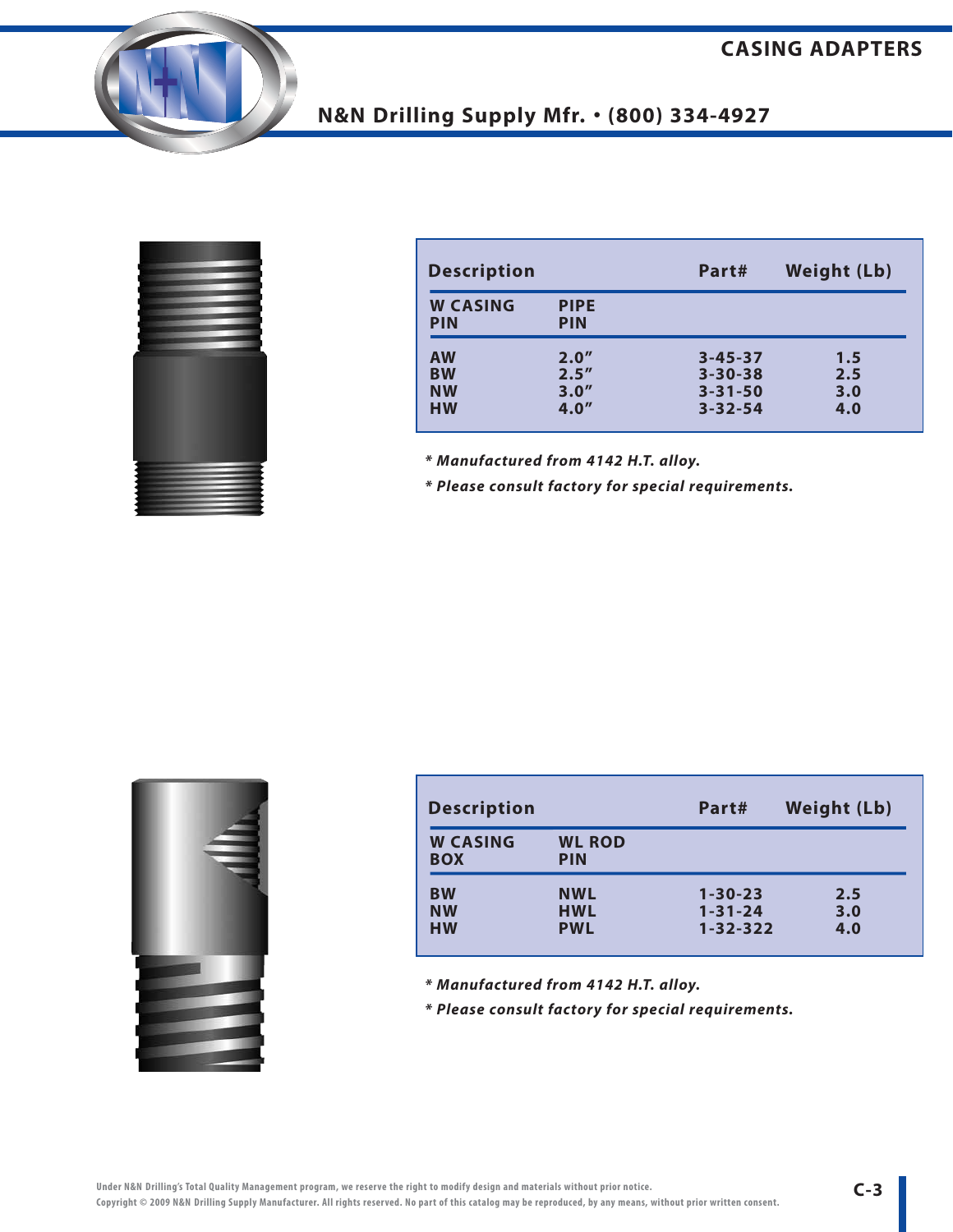# CASING ADAPTERS

| Description | | Part# | Weight (Lb) |
|---|---|---|---|
| **W CASING PIN** | **PIPE PIN** | | |
| AW | 2.0″ | 3-45-37 | 1.5 |
| BW | 2.5″ | 3-30-38 | 2.5 |
| NW | 3.0″ | 3-31-50 | 3.0 |
| HW | 4.0″ | 3-32-54 | 4.0 |

*\* Manufactured from 4142 H.T. alloy.*

*\* Please consult factory for special requirements.*

| Description | | Part# | Weight (Lb) |
|---|---|---|---|
| **W CASING BOX** | **WL ROD PIN** | | |
| BW | NWL | 1-30-23 | 2.5 |
| NW | HWL | 1-31-24 | 3.0 |
| HW | PWL | 1-32-322 | 4.0 |

*\* Manufactured from 4142 H.T. alloy.*

*\* Please consult factory for special requirements.*

Under N&N Drilling's Total Quality Management program, we reserve the right to modify design and materials without prior notice.
Copyright © 2009 N&N Drilling Supply Manufacturer. All rights reserved. No part of this catalog may be reproduced, by any means, without prior written consent.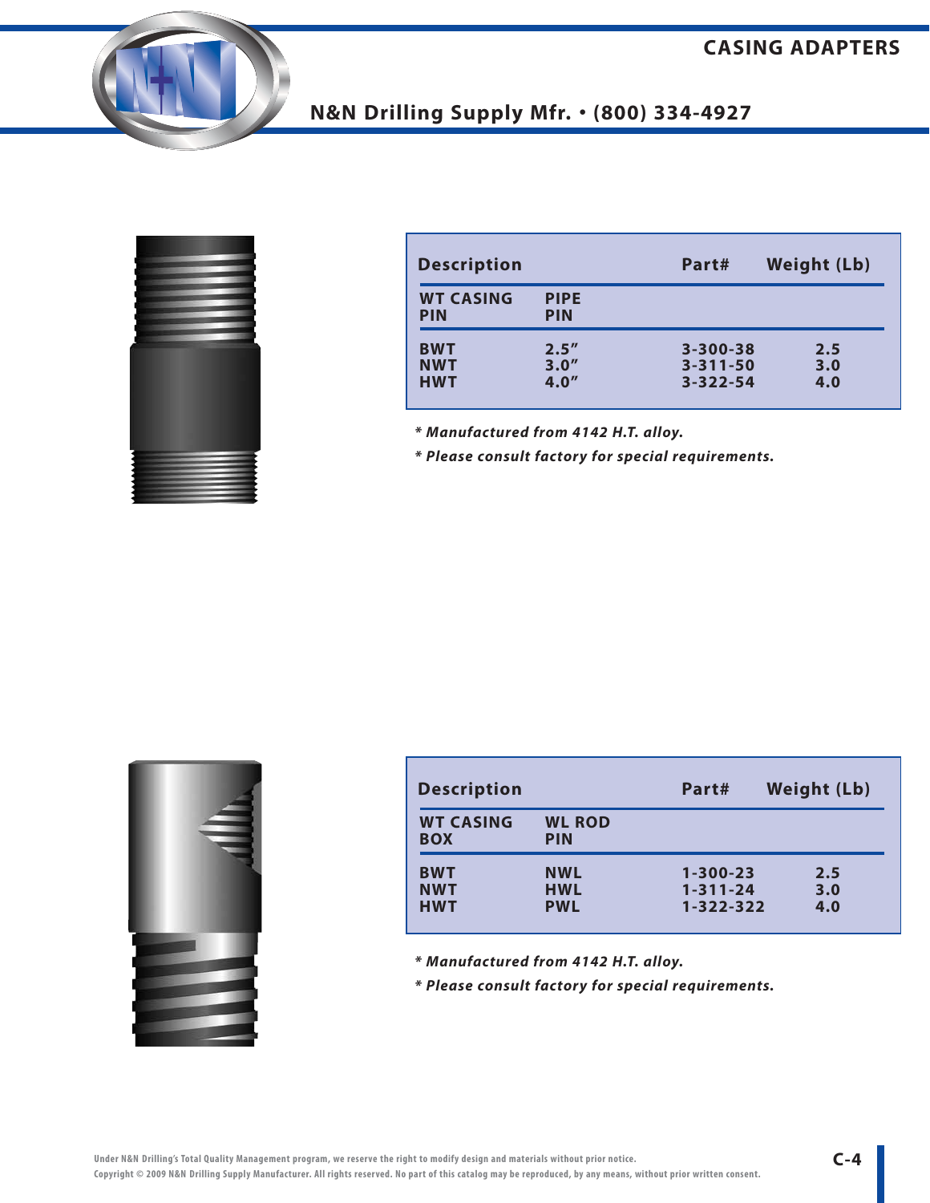| Description | | Part# | Weight (Lb) |
|---|---|---|---|
| WT CASING PIN | PIPE PIN | | |
| BWT | 2.5" | 3-300-38 | 2.5 |
| NWT | 3.0" | 3-311-50 | 3.0 |
| HWT | 4.0" | 3-322-54 | 4.0 |

***Manufactured from 4142 H.T. alloy.***

***Please consult factory for special requirements.***

| Description | | Part# | Weight (Lb) |
|---|---|---|---|
| WT CASING BOX | WL ROD PIN | | |
| BWT | NWL | 1-300-23 | 2.5 |
| NWT | HWL | 1-311-24 | 3.0 |
| HWT | PWL | 1-322-322 | 4.0 |

***Manufactured from 4142 H.T. alloy.***

***Please consult factory for special requirements.***

Under N&N Drilling's Total Quality Management program, we reserve the right to modify design and materials without prior notice.
Copyright © 2009 N&N Drilling Supply Manufacturer. All rights reserved. No part of this catalog may be reproduced, by any means, without prior written consent.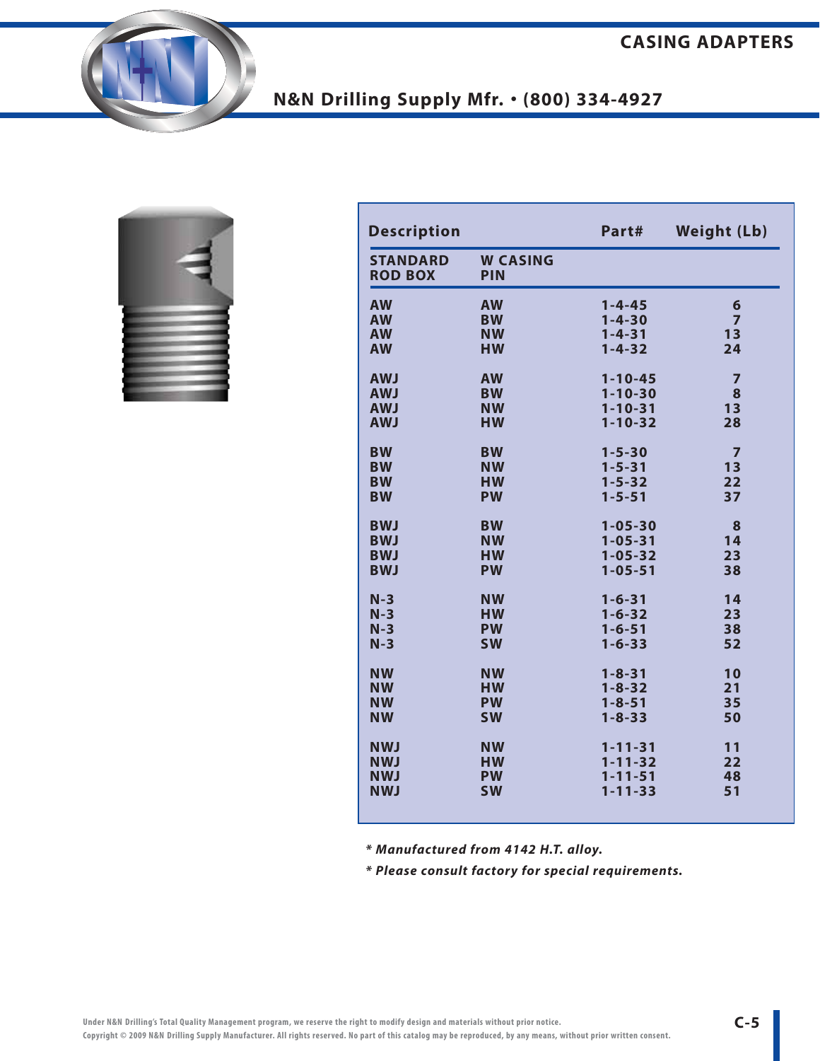# CASING ADAPTERS

N&N Drilling Supply Mfr. • (800) 334-4927

| Description | | Part# | Weight (Lb) |
|---|---|---|---|
| **STANDARD ROD BOX** | **W CASING PIN** | | |
| AW | AW | 1-4-45 | 6 |
| AW | BW | 1-4-30 | 7 |
| AW | NW | 1-4-31 | 13 |
| AW | HW | 1-4-32 | 24 |
| AWJ | AW | 1-10-45 | 7 |
| AWJ | BW | 1-10-30 | 8 |
| AWJ | NW | 1-10-31 | 13 |
| AWJ | HW | 1-10-32 | 28 |
| BW | BW | 1-5-30 | 7 |
| BW | NW | 1-5-31 | 13 |
| BW | HW | 1-5-32 | 22 |
| BW | PW | 1-5-51 | 37 |
| BWJ | BW | 1-05-30 | 8 |
| BWJ | NW | 1-05-31 | 14 |
| BWJ | HW | 1-05-32 | 23 |
| BWJ | PW | 1-05-51 | 38 |
| N-3 | NW | 1-6-31 | 14 |
| N-3 | HW | 1-6-32 | 23 |
| N-3 | PW | 1-6-51 | 38 |
| N-3 | SW | 1-6-33 | 52 |
| NW | NW | 1-8-31 | 10 |
| NW | HW | 1-8-32 | 21 |
| NW | PW | 1-8-51 | 35 |
| NW | SW | 1-8-33 | 50 |
| NWJ | NW | 1-11-31 | 11 |
| NWJ | HW | 1-11-32 | 22 |
| NWJ | PW | 1-11-51 | 48 |
| NWJ | SW | 1-11-33 | 51 |

*** Manufactured from 4142 H.T. alloy.**

*** Please consult factory for special requirements.**

Under N&N Drilling's Total Quality Management program, we reserve the right to modify design and materials without prior notice.
Copyright © 2009 N&N Drilling Supply Manufacturer. All rights reserved. No part of this catalog may be reproduced, by any means, without prior written consent.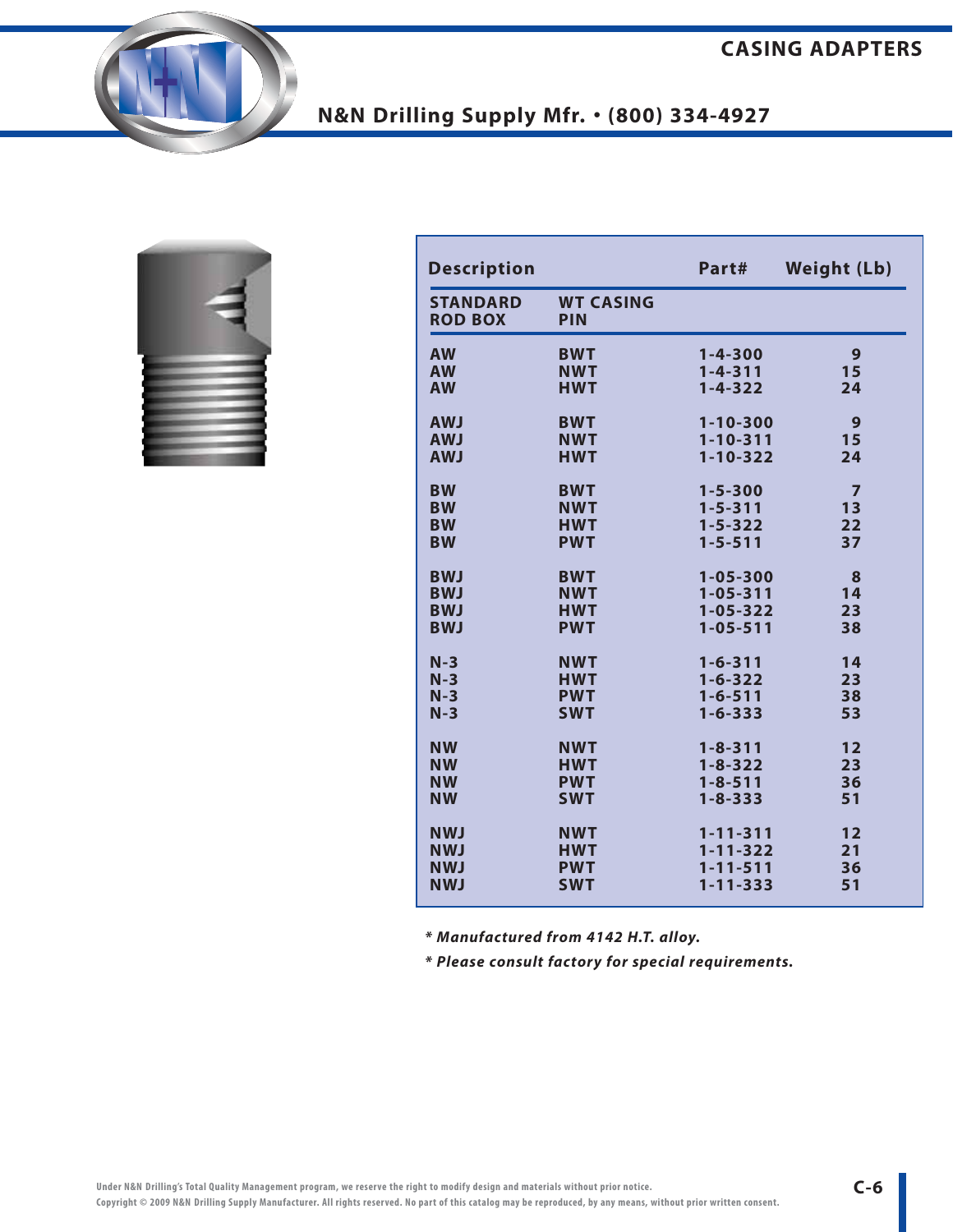# CASING ADAPTERS

N&N Drilling Supply Mfr. • (800) 334-4927

| Description | | Part# | Weight (Lb) |
|---|---|---|---|
| STANDARD ROD BOX | WT CASING PIN | | |
| AW | BWT | 1-4-300 | 9 |
| AW | NWT | 1-4-311 | 15 |
| AW | HWT | 1-4-322 | 24 |
| AWJ | BWT | 1-10-300 | 9 |
| AWJ | NWT | 1-10-311 | 15 |
| AWJ | HWT | 1-10-322 | 24 |
| BW | BWT | 1-5-300 | 7 |
| BW | NWT | 1-5-311 | 13 |
| BW | HWT | 1-5-322 | 22 |
| BW | PWT | 1-5-511 | 37 |
| BWJ | BWT | 1-05-300 | 8 |
| BWJ | NWT | 1-05-311 | 14 |
| BWJ | HWT | 1-05-322 | 23 |
| BWJ | PWT | 1-05-511 | 38 |
| N-3 | NWT | 1-6-311 | 14 |
| N-3 | HWT | 1-6-322 | 23 |
| N-3 | PWT | 1-6-511 | 38 |
| N-3 | SWT | 1-6-333 | 53 |
| NW | NWT | 1-8-311 | 12 |
| NW | HWT | 1-8-322 | 23 |
| NW | PWT | 1-8-511 | 36 |
| NW | SWT | 1-8-333 | 51 |
| NWJ | NWT | 1-11-311 | 12 |
| NWJ | HWT | 1-11-322 | 21 |
| NWJ | PWT | 1-11-511 | 36 |
| NWJ | SWT | 1-11-333 | 51 |

***** *Manufactured from 4142 H.T. alloy.*

***** *Please consult factory for special requirements.*

Under N&N Drilling's Total Quality Management program, we reserve the right to modify design and materials without prior notice.
Copyright © 2009 N&N Drilling Supply Manufacturer. All rights reserved. No part of this catalog may be reproduced, by any means, without prior written consent.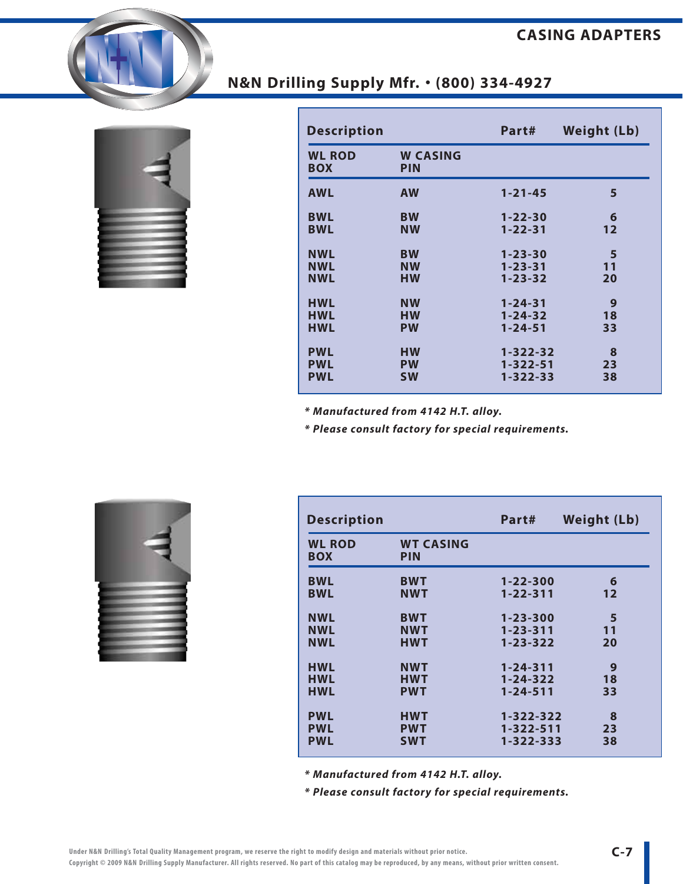# CASING ADAPTERS

## N&N Drilling Supply Mfr. • (800) 334-4927

| Description | | Part# | Weight (Lb) |
|---|---|---|---|
| **WL ROD BOX** | **W CASING PIN** | | |
| AWL | AW | 1-21-45 | 5 |
| BWL | BW | 1-22-30 | 6 |
| BWL | NW | 1-22-31 | 12 |
| NWL | BW | 1-23-30 | 5 |
| NWL | NW | 1-23-31 | 11 |
| NWL | HW | 1-23-32 | 20 |
| HWL | NW | 1-24-31 | 9 |
| HWL | HW | 1-24-32 | 18 |
| HWL | PW | 1-24-51 | 33 |
| PWL | HW | 1-322-32 | 8 |
| PWL | PW | 1-322-51 | 23 |
| PWL | SW | 1-322-33 | 38 |

*\* Manufactured from 4142 H.T. alloy.*

*\* Please consult factory for special requirements.*

| Description | | Part# | Weight (Lb) |
|---|---|---|---|
| **WL ROD BOX** | **WT CASING PIN** | | |
| BWL | BWT | 1-22-300 | 6 |
| BWL | NWT | 1-22-311 | 12 |
| NWL | BWT | 1-23-300 | 5 |
| NWL | NWT | 1-23-311 | 11 |
| NWL | HWT | 1-23-322 | 20 |
| HWL | NWT | 1-24-311 | 9 |
| HWL | HWT | 1-24-322 | 18 |
| HWL | PWT | 1-24-511 | 33 |
| PWL | HWT | 1-322-322 | 8 |
| PWL | PWT | 1-322-511 | 23 |
| PWL | SWT | 1-322-333 | 38 |

*\* Manufactured from 4142 H.T. alloy.*

*\* Please consult factory for special requirements.*

Under N&N Drilling's Total Quality Management program, we reserve the right to modify design and materials without prior notice.
Copyright © 2009 N&N Drilling Supply Manufacturer. All rights reserved. No part of this catalog may be reproduced, by any means, without prior written consent.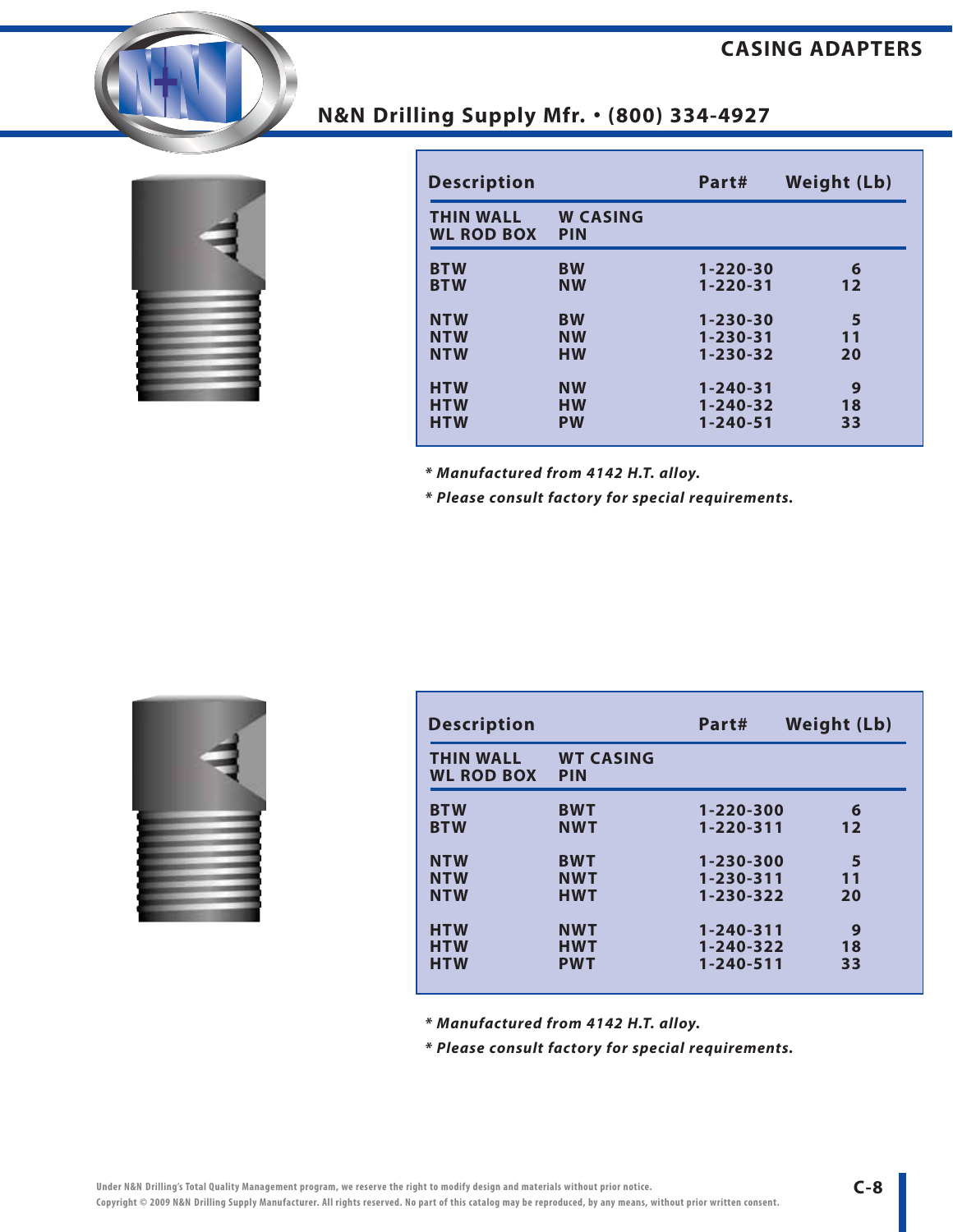# CASING ADAPTERS

## N&N Drilling Supply Mfr. • (800) 334-4927

| Description | | Part# | Weight (Lb) |
|---|---|---|---|
| THIN WALL WL ROD BOX | W CASING PIN | | |
| BTW | BW | 1-220-30 | 6 |
| BTW | NW | 1-220-31 | 12 |
| NTW | BW | 1-230-30 | 5 |
| NTW | NW | 1-230-31 | 11 |
| NTW | HW | 1-230-32 | 20 |
| HTW | NW | 1-240-31 | 9 |
| HTW | HW | 1-240-32 | 18 |
| HTW | PW | 1-240-51 | 33 |

*** Manufactured from 4142 H.T. alloy.**

*** Please consult factory for special requirements.**

| Description | | Part# | Weight (Lb) |
|---|---|---|---|
| THIN WALL WL ROD BOX | WT CASING PIN | | |
| BTW | BWT | 1-220-300 | 6 |
| BTW | NWT | 1-220-311 | 12 |
| NTW | BWT | 1-230-300 | 5 |
| NTW | NWT | 1-230-311 | 11 |
| NTW | HWT | 1-230-322 | 20 |
| HTW | NWT | 1-240-311 | 9 |
| HTW | HWT | 1-240-322 | 18 |
| HTW | PWT | 1-240-511 | 33 |

*** Manufactured from 4142 H.T. alloy.**

*** Please consult factory for special requirements.**

Under N&N Drilling's Total Quality Management program, we reserve the right to modify design and materials without prior notice.
Copyright © 2009 N&N Drilling Supply Manufacturer. All rights reserved. No part of this catalog may be reproduced, by any means, without prior written consent.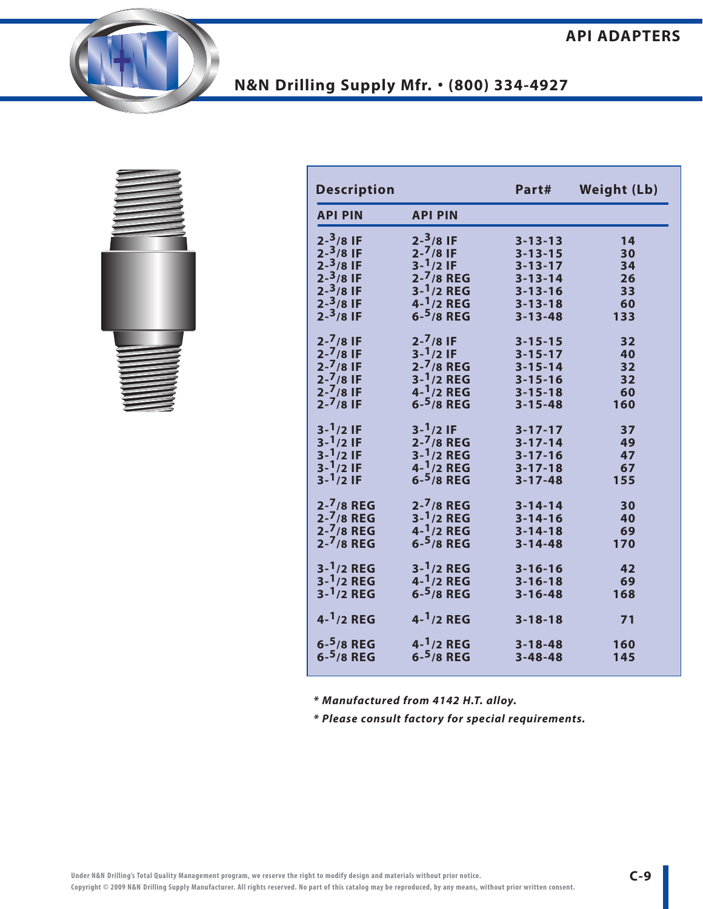# API ADAPTERS

## N&N Drilling Supply Mfr. • (800) 334-4927

| Description | | Part# | Weight (Lb) |
|---|---|---|---|
| **API PIN** | **API PIN** | | |
| 2-3/8 IF | 2-3/8 IF | 3-13-13 | 14 |
| 2-3/8 IF | 2-7/8 IF | 3-13-15 | 30 |
| 2-3/8 IF | 3-1/2 IF | 3-13-17 | 34 |
| 2-3/8 IF | 2-7/8 REG | 3-13-14 | 26 |
| 2-3/8 IF | 3-1/2 REG | 3-13-16 | 33 |
| 2-3/8 IF | 4-1/2 REG | 3-13-18 | 60 |
| 2-3/8 IF | 6-5/8 REG | 3-13-48 | 133 |
| 2-7/8 IF | 2-7/8 IF | 3-15-15 | 32 |
| 2-7/8 IF | 3-1/2 IF | 3-15-17 | 40 |
| 2-7/8 IF | 2-7/8 REG | 3-15-14 | 32 |
| 2-7/8 IF | 3-1/2 REG | 3-15-16 | 32 |
| 2-7/8 IF | 4-1/2 REG | 3-15-18 | 60 |
| 2-7/8 IF | 6-5/8 REG | 3-15-48 | 160 |
| 3-1/2 IF | 3-1/2 IF | 3-17-17 | 37 |
| 3-1/2 IF | 2-7/8 REG | 3-17-14 | 49 |
| 3-1/2 IF | 3-1/2 REG | 3-17-16 | 47 |
| 3-1/2 IF | 4-1/2 REG | 3-17-18 | 67 |
| 3-1/2 IF | 6-5/8 REG | 3-17-48 | 155 |
| 2-7/8 REG | 2-7/8 REG | 3-14-14 | 30 |
| 2-7/8 REG | 3-1/2 REG | 3-14-16 | 40 |
| 2-7/8 REG | 4-1/2 REG | 3-14-18 | 69 |
| 2-7/8 REG | 6-5/8 REG | 3-14-48 | 170 |
| 3-1/2 REG | 3-1/2 REG | 3-16-16 | 42 |
| 3-1/2 REG | 4-1/2 REG | 3-16-18 | 69 |
| 3-1/2 REG | 6-5/8 REG | 3-16-48 | 168 |
| 4-1/2 REG | 4-1/2 REG | 3-18-18 | 71 |
| 6-5/8 REG | 4-1/2 REG | 3-18-48 | 160 |
| 6-5/8 REG | 6-5/8 REG | 3-48-48 | 145 |

*** Manufactured from 4142 H.T. alloy.***

*** Please consult factory for special requirements.***

Under N&N Drilling's Total Quality Management program, we reserve the right to modify design and materials without prior notice.
Copyright © 2009 N&N Drilling Supply Manufacturer. All rights reserved. No part of this catalog may be reproduced, by any means, without prior written consent.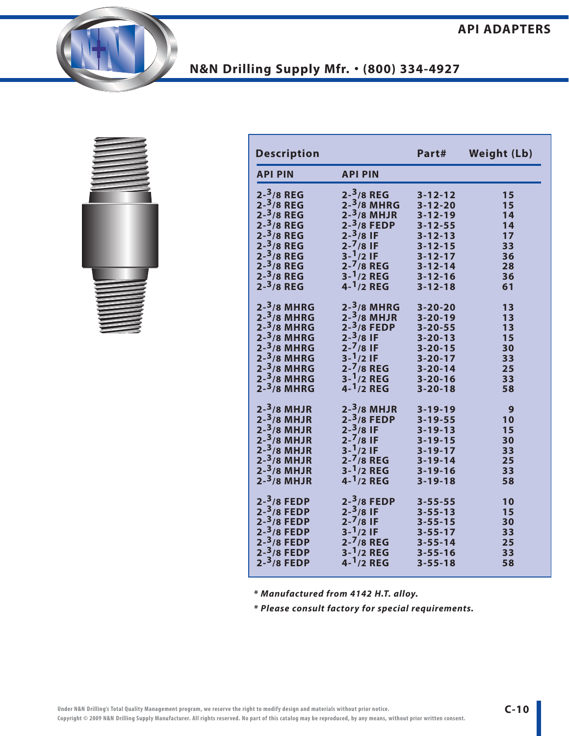# API ADAPTERS

## N&N Drilling Supply Mfr. • (800) 334-4927

| Description | | Part# | Weight (Lb) |
|---|---|---|---|
| **API PIN** | **API PIN** | | |
| 2-3/8 REG | 2-3/8 REG | 3-12-12 | 15 |
| 2-3/8 REG | 2-3/8 MHRG | 3-12-20 | 15 |
| 2-3/8 REG | 2-3/8 MHJR | 3-12-19 | 14 |
| 2-3/8 REG | 2-3/8 FEDP | 3-12-55 | 14 |
| 2-3/8 REG | 2-3/8 IF | 3-12-13 | 17 |
| 2-3/8 REG | 2-7/8 IF | 3-12-15 | 33 |
| 2-3/8 REG | 3-1/2 IF | 3-12-17 | 36 |
| 2-3/8 REG | 2-7/8 REG | 3-12-14 | 28 |
| 2-3/8 REG | 3-1/2 REG | 3-12-16 | 36 |
| 2-3/8 REG | 4-1/2 REG | 3-12-18 | 61 |
| 2-3/8 MHRG | 2-3/8 MHRG | 3-20-20 | 13 |
| 2-3/8 MHRG | 2-3/8 MHJR | 3-20-19 | 13 |
| 2-3/8 MHRG | 2-3/8 FEDP | 3-20-55 | 13 |
| 2-3/8 MHRG | 2-3/8 IF | 3-20-13 | 15 |
| 2-3/8 MHRG | 2-7/8 IF | 3-20-15 | 30 |
| 2-3/8 MHRG | 3-1/2 IF | 3-20-17 | 33 |
| 2-3/8 MHRG | 2-7/8 REG | 3-20-14 | 25 |
| 2-3/8 MHRG | 3-1/2 REG | 3-20-16 | 33 |
| 2-3/8 MHRG | 4-1/2 REG | 3-20-18 | 58 |
| 2-3/8 MHJR | 2-3/8 MHJR | 3-19-19 | 9 |
| 2-3/8 MHJR | 2-3/8 FEDP | 3-19-55 | 10 |
| 2-3/8 MHJR | 2-3/8 IF | 3-19-13 | 15 |
| 2-3/8 MHJR | 2-7/8 IF | 3-19-15 | 30 |
| 2-3/8 MHJR | 3-1/2 IF | 3-19-17 | 33 |
| 2-3/8 MHJR | 2-7/8 REG | 3-19-14 | 25 |
| 2-3/8 MHJR | 3-1/2 REG | 3-19-16 | 33 |
| 2-3/8 MHJR | 4-1/2 REG | 3-19-18 | 58 |
| 2-3/8 FEDP | 2-3/8 FEDP | 3-55-55 | 10 |
| 2-3/8 FEDP | 2-3/8 IF | 3-55-13 | 15 |
| 2-3/8 FEDP | 2-7/8 IF | 3-55-15 | 30 |
| 2-3/8 FEDP | 3-1/2 IF | 3-55-17 | 33 |
| 2-3/8 FEDP | 2-7/8 REG | 3-55-14 | 25 |
| 2-3/8 FEDP | 3-1/2 REG | 3-55-16 | 33 |
| 2-3/8 FEDP | 4-1/2 REG | 3-55-18 | 58 |

***\* Manufactured from 4142 H.T. alloy.***

***\* Please consult factory for special requirements.***

Under N&N Drilling's Total Quality Management program, we reserve the right to modify design and materials without prior notice.
Copyright © 2009 N&N Drilling Supply Manufacturer. All rights reserved. No part of this catalog may be reproduced, by any means, without prior written consent.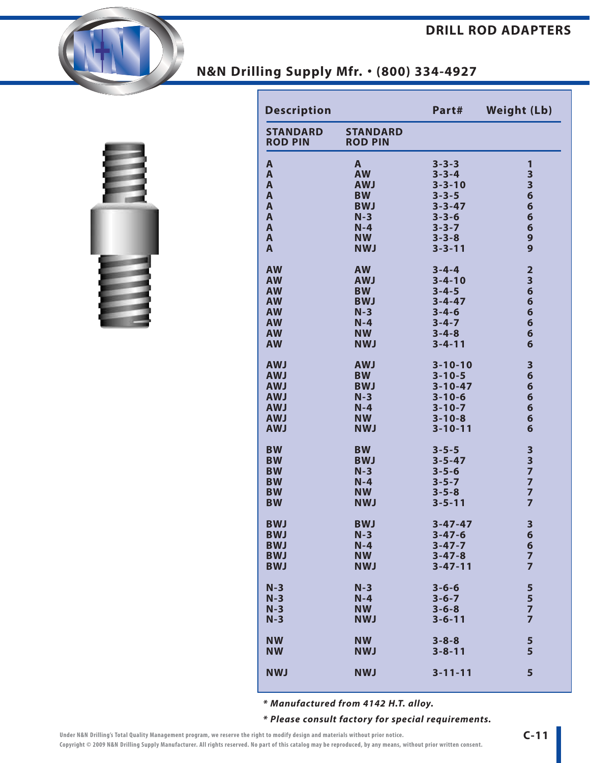# DRILL ROD ADAPTERS

## N&N Drilling Supply Mfr. • (800) 334-4927

| Description | | Part# | Weight (Lb) |
|---|---|---|---|
| **STANDARD ROD PIN** | **STANDARD ROD PIN** | | |
| A | A | 3-3-3 | 1 |
| A | AW | 3-3-4 | 3 |
| A | AWJ | 3-3-10 | 3 |
| A | BW | 3-3-5 | 6 |
| A | BWJ | 3-3-47 | 6 |
| A | N-3 | 3-3-6 | 6 |
| A | N-4 | 3-3-7 | 6 |
| A | NW | 3-3-8 | 9 |
| A | NWJ | 3-3-11 | 9 |
| AW | AW | 3-4-4 | 2 |
| AW | AWJ | 3-4-10 | 3 |
| AW | BW | 3-4-5 | 6 |
| AW | BWJ | 3-4-47 | 6 |
| AW | N-3 | 3-4-6 | 6 |
| AW | N-4 | 3-4-7 | 6 |
| AW | NW | 3-4-8 | 6 |
| AW | NWJ | 3-4-11 | 6 |
| AWJ | AWJ | 3-10-10 | 3 |
| AWJ | BW | 3-10-5 | 6 |
| AWJ | BWJ | 3-10-47 | 6 |
| AWJ | N-3 | 3-10-6 | 6 |
| AWJ | N-4 | 3-10-7 | 6 |
| AWJ | NW | 3-10-8 | 6 |
| AWJ | NWJ | 3-10-11 | 6 |
| BW | BW | 3-5-5 | 3 |
| BW | BWJ | 3-5-47 | 3 |
| BW | N-3 | 3-5-6 | 7 |
| BW | N-4 | 3-5-7 | 7 |
| BW | NW | 3-5-8 | 7 |
| BW | NWJ | 3-5-11 | 7 |
| BWJ | BWJ | 3-47-47 | 3 |
| BWJ | N-3 | 3-47-6 | 6 |
| BWJ | N-4 | 3-47-7 | 6 |
| BWJ | NW | 3-47-8 | 7 |
| BWJ | NWJ | 3-47-11 | 7 |
| N-3 | N-3 | 3-6-6 | 5 |
| N-3 | N-4 | 3-6-7 | 5 |
| N-3 | NW | 3-6-8 | 7 |
| N-3 | NWJ | 3-6-11 | 7 |
| NW | NW | 3-8-8 | 5 |
| NW | NWJ | 3-8-11 | 5 |
| NWJ | NWJ | 3-11-11 | 5 |

*\* Manufactured from 4142 H.T. alloy.*

*\* Please consult factory for special requirements.*

Under N&N Drilling's Total Quality Management program, we reserve the right to modify design and materials without prior notice.
Copyright © 2009 N&N Drilling Supply Manufacturer. All rights reserved. No part of this catalog may be reproduced, by any means, without prior written consent.